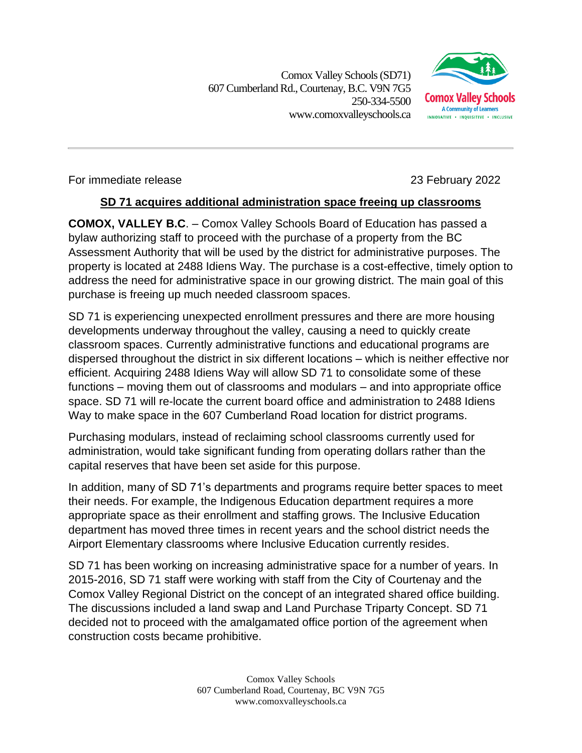Comox Valley Schools (SD71)
607 Cumberland Rd., Courtenay, B.C. V9N 7G5
250-334-5500
www.comoxvalleyschools.ca

For immediate release 23 February 2022

## SD 71 acquires additional administration space freeing up classrooms

**COMOX, VALLEY B.C**. – Comox Valley Schools Board of Education has passed a bylaw authorizing staff to proceed with the purchase of a property from the BC Assessment Authority that will be used by the district for administrative purposes. The property is located at 2488 Idiens Way. The purchase is a cost-effective, timely option to address the need for administrative space in our growing district. The main goal of this purchase is freeing up much needed classroom spaces.

SD 71 is experiencing unexpected enrollment pressures and there are more housing developments underway throughout the valley, causing a need to quickly create classroom spaces. Currently administrative functions and educational programs are dispersed throughout the district in six different locations – which is neither effective nor efficient. Acquiring 2488 Idiens Way will allow SD 71 to consolidate some of these functions – moving them out of classrooms and modulars – and into appropriate office space. SD 71 will re-locate the current board office and administration to 2488 Idiens Way to make space in the 607 Cumberland Road location for district programs.

Purchasing modulars, instead of reclaiming school classrooms currently used for administration, would take significant funding from operating dollars rather than the capital reserves that have been set aside for this purpose.

In addition, many of SD 71's departments and programs require better spaces to meet their needs. For example, the Indigenous Education department requires a more appropriate space as their enrollment and staffing grows. The Inclusive Education department has moved three times in recent years and the school district needs the Airport Elementary classrooms where Inclusive Education currently resides.

SD 71 has been working on increasing administrative space for a number of years. In 2015-2016, SD 71 staff were working with staff from the City of Courtenay and the Comox Valley Regional District on the concept of an integrated shared office building. The discussions included a land swap and Land Purchase Triparty Concept. SD 71 decided not to proceed with the amalgamated office portion of the agreement when construction costs became prohibitive.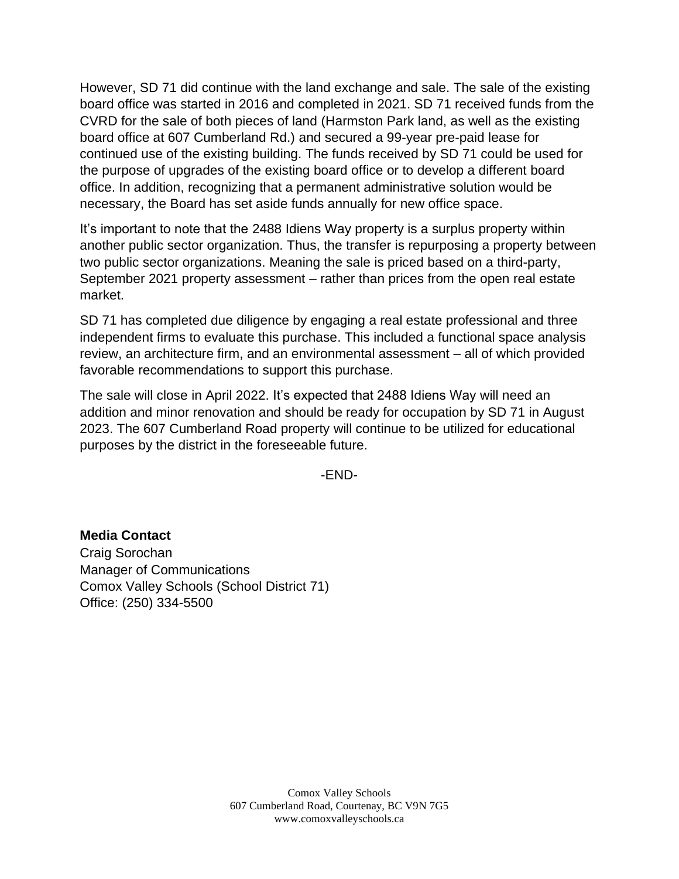However, SD 71 did continue with the land exchange and sale. The sale of the existing board office was started in 2016 and completed in 2021. SD 71 received funds from the CVRD for the sale of both pieces of land (Harmston Park land, as well as the existing board office at 607 Cumberland Rd.) and secured a 99-year pre-paid lease for continued use of the existing building. The funds received by SD 71 could be used for the purpose of upgrades of the existing board office or to develop a different board office. In addition, recognizing that a permanent administrative solution would be necessary, the Board has set aside funds annually for new office space.

It's important to note that the 2488 Idiens Way property is a surplus property within another public sector organization. Thus, the transfer is repurposing a property between two public sector organizations. Meaning the sale is priced based on a third-party, September 2021 property assessment – rather than prices from the open real estate market.

SD 71 has completed due diligence by engaging a real estate professional and three independent firms to evaluate this purchase. This included a functional space analysis review, an architecture firm, and an environmental assessment – all of which provided favorable recommendations to support this purchase.

The sale will close in April 2022. It's expected that 2488 Idiens Way will need an addition and minor renovation and should be ready for occupation by SD 71 in August 2023. The 607 Cumberland Road property will continue to be utilized for educational purposes by the district in the foreseeable future.

-END-

**Media Contact**
Craig Sorochan
Manager of Communications
Comox Valley Schools (School District 71)
Office: (250) 334-5500